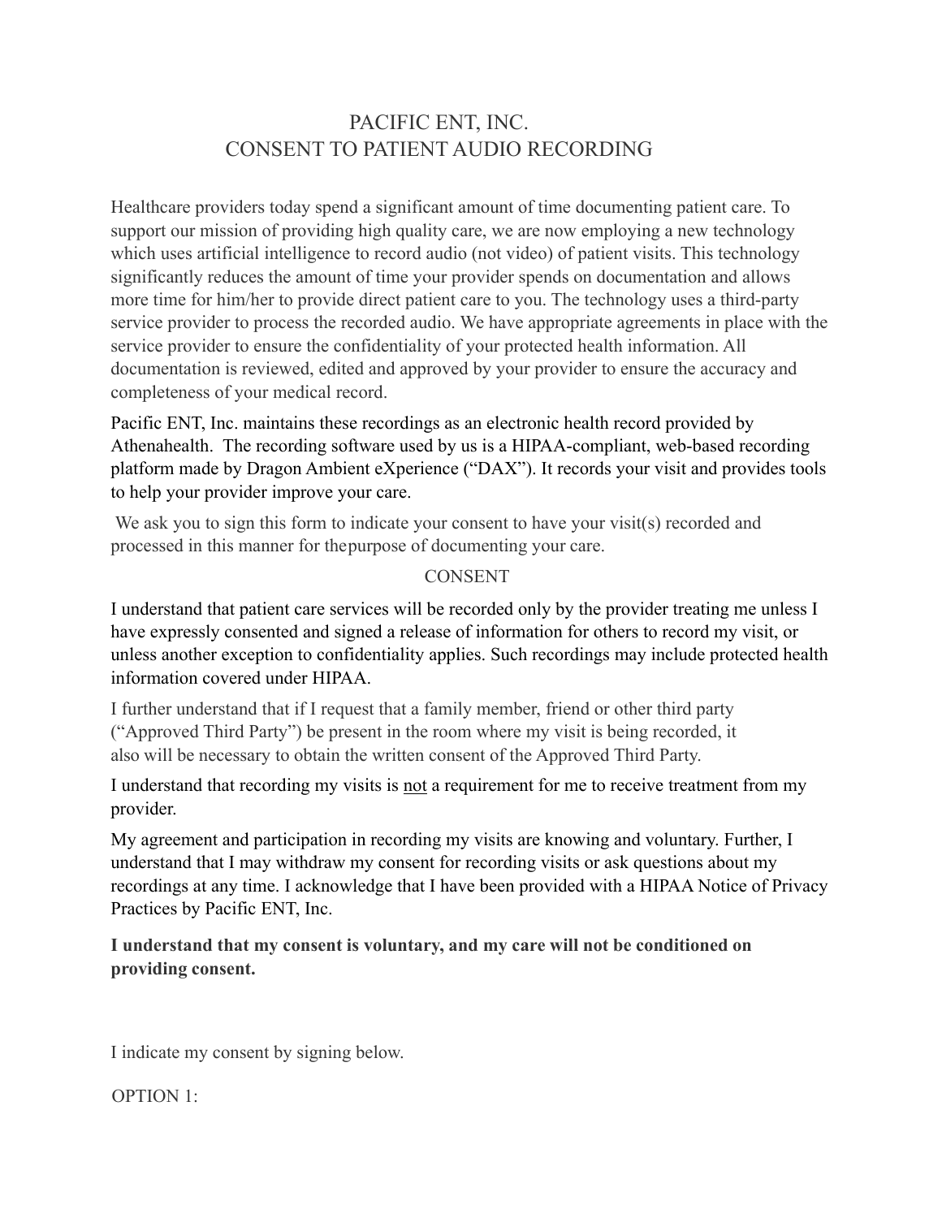# PACIFIC ENT, INC.
# CONSENT TO PATIENT AUDIO RECORDING

Healthcare providers today spend a significant amount of time documenting patient care. To support our mission of providing high quality care, we are now employing a new technology which uses artificial intelligence to record audio (not video) of patient visits. This technology significantly reduces the amount of time your provider spends on documentation and allows more time for him/her to provide direct patient care to you. The technology uses a third-party service provider to process the recorded audio. We have appropriate agreements in place with the service provider to ensure the confidentiality of your protected health information. All documentation is reviewed, edited and approved by your provider to ensure the accuracy and completeness of your medical record.

Pacific ENT, Inc. maintains these recordings as an electronic health record provided by Athenahealth. The recording software used by us is a HIPAA-compliant, web-based recording platform made by Dragon Ambient eXperience ("DAX"). It records your visit and provides tools to help your provider improve your care.

We ask you to sign this form to indicate your consent to have your visit(s) recorded and processed in this manner for thepurpose of documenting your care.

## CONSENT

I understand that patient care services will be recorded only by the provider treating me unless I have expressly consented and signed a release of information for others to record my visit, or unless another exception to confidentiality applies. Such recordings may include protected health information covered under HIPAA.

I further understand that if I request that a family member, friend or other third party ("Approved Third Party") be present in the room where my visit is being recorded, it also will be necessary to obtain the written consent of the Approved Third Party.

I understand that recording my visits is <u>not</u> a requirement for me to receive treatment from my provider.

My agreement and participation in recording my visits are knowing and voluntary. Further, I understand that I may withdraw my consent for recording visits or ask questions about my recordings at any time. I acknowledge that I have been provided with a HIPAA Notice of Privacy Practices by Pacific ENT, Inc.

**I understand that my consent is voluntary, and my care will not be conditioned on providing consent.**

I indicate my consent by signing below.

OPTION 1: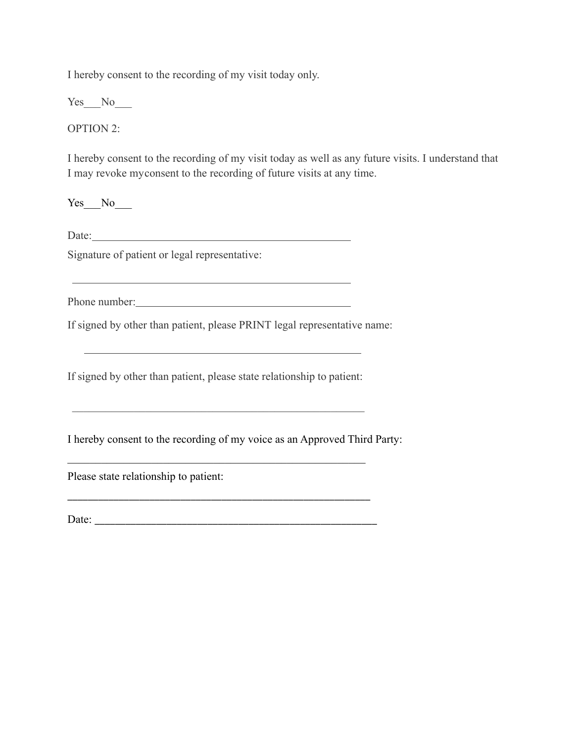I hereby consent to the recording of my visit today only.

Yes___No___

OPTION 2:

I hereby consent to the recording of my visit today as well as any future visits. I understand that I may revoke myconsent to the recording of future visits at any time.

Yes___No___

Date:_______________________________________________

Signature of patient or legal representative:

_______________________________________________

Phone number:_____________________________________

If signed by other than patient, please PRINT legal representative name:

_______________________________________________

If signed by other than patient, please state relationship to patient:

_______________________________________________

I hereby consent to the recording of my voice as an Approved Third Party:

_______________________________________________

Please state relationship to patient:

_______________________________________________

Date: _______________________________________________